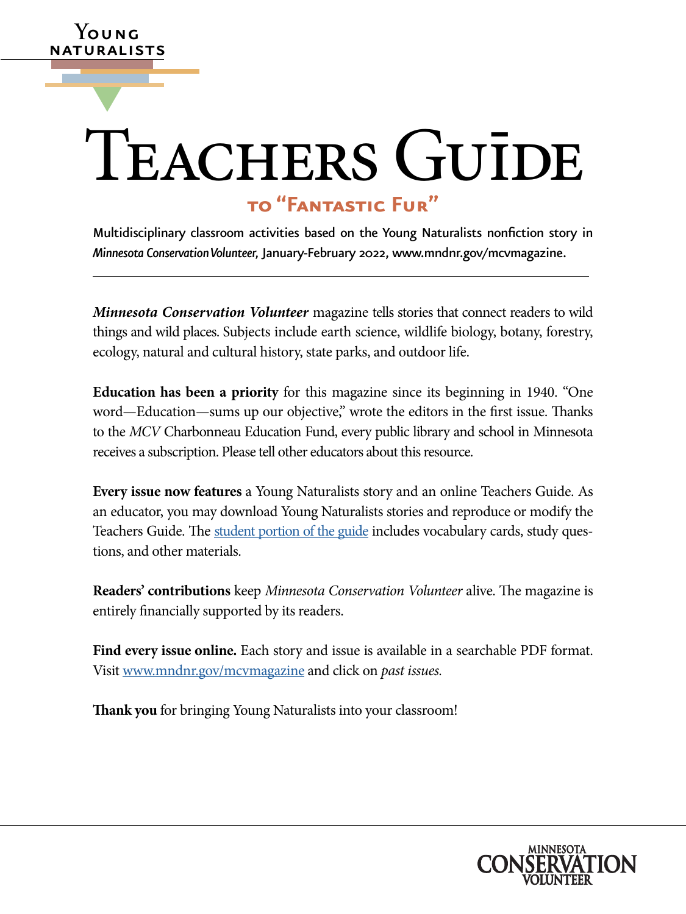Young Naturalists

# Teachers Guide

## to "Fantastic Fur"

Multidisciplinary classroom activities based on the Young Naturalists nonfiction story in *Minnesota Conservation Volunteer*, January-February 2022, www.mndnr.gov/mcvmagazine.

***Minnesota Conservation Volunteer*** magazine tells stories that connect readers to wild things and wild places. Subjects include earth science, wildlife biology, botany, forestry, ecology, natural and cultural history, state parks, and outdoor life.

**Education has been a priority** for this magazine since its beginning in 1940. "One word—Education—sums up our objective," wrote the editors in the first issue. Thanks to the *MCV* Charbonneau Education Fund, every public library and school in Minnesota receives a subscription. Please tell other educators about this resource.

**Every issue now features** a Young Naturalists story and an online Teachers Guide. As an educator, you may download Young Naturalists stories and reproduce or modify the Teachers Guide. The student portion of the guide includes vocabulary cards, study questions, and other materials.

**Readers' contributions** keep *Minnesota Conservation Volunteer* alive. The magazine is entirely financially supported by its readers.

**Find every issue online.** Each story and issue is available in a searchable PDF format. Visit www.mndnr.gov/mcvmagazine and click on *past issues.*

**Thank you** for bringing Young Naturalists into your classroom!

Minnesota Conservation Volunteer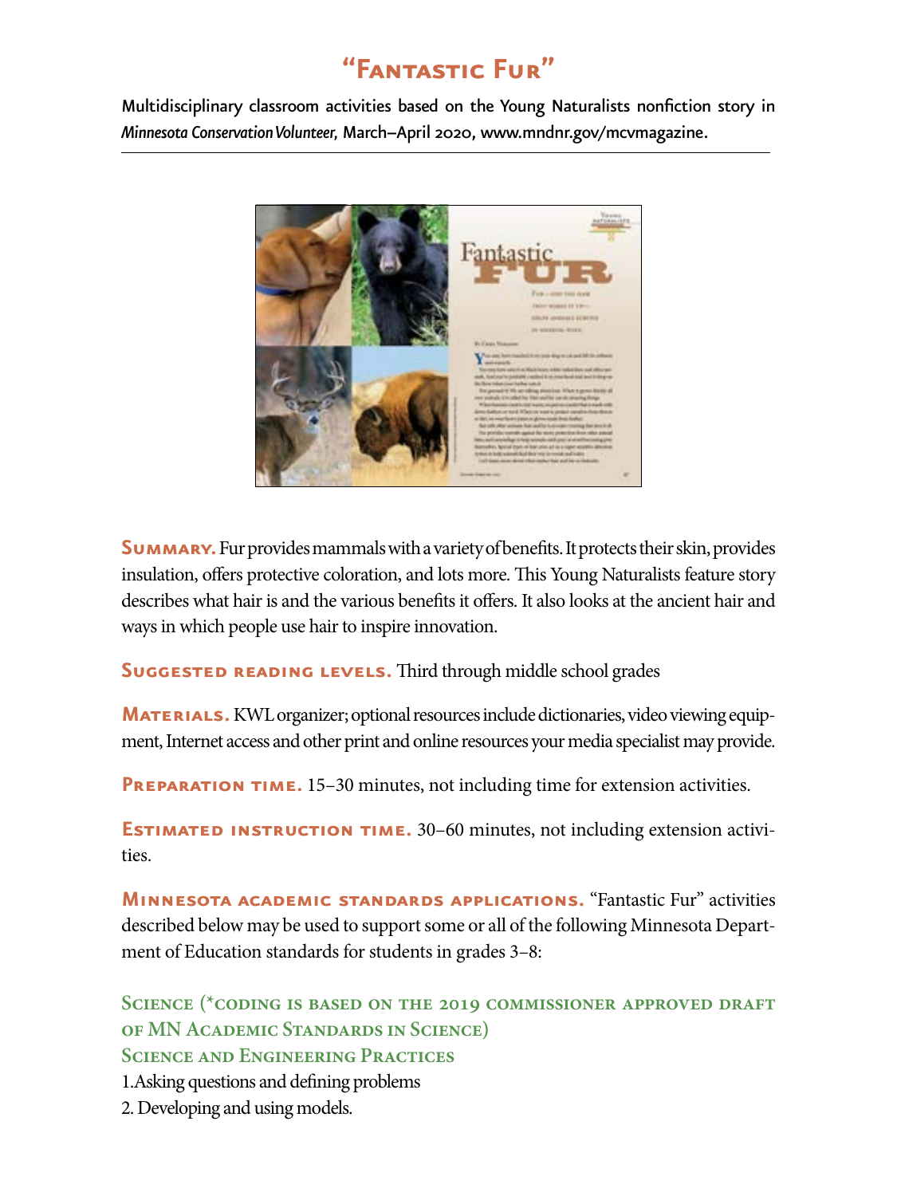# "Fantastic Fur"

Multidisciplinary classroom activities based on the Young Naturalists nonfiction story in *Minnesota Conservation Volunteer,* March–April 2020, www.mndnr.gov/mcvmagazine.

**Summary.** Fur provides mammals with a variety of benefits. It protects their skin, provides insulation, offers protective coloration, and lots more. This Young Naturalists feature story describes what hair is and the various benefits it offers. It also looks at the ancient hair and ways in which people use hair to inspire innovation.

**Suggested reading levels.** Third through middle school grades

**Materials.** KWL organizer; optional resources include dictionaries, video viewing equipment, Internet access and other print and online resources your media specialist may provide.

**Preparation time.** 15–30 minutes, not including time for extension activities.

**Estimated instruction time.** 30–60 minutes, not including extension activities.

**Minnesota academic standards applications.** "Fantastic Fur" activities described below may be used to support some or all of the following Minnesota Department of Education standards for students in grades 3–8:

### Science (*coding is based on the 2019 commissioner approved draft of MN Academic Standards in Science)

### Science and Engineering Practices

1. Asking questions and defining problems
2. Developing and using models.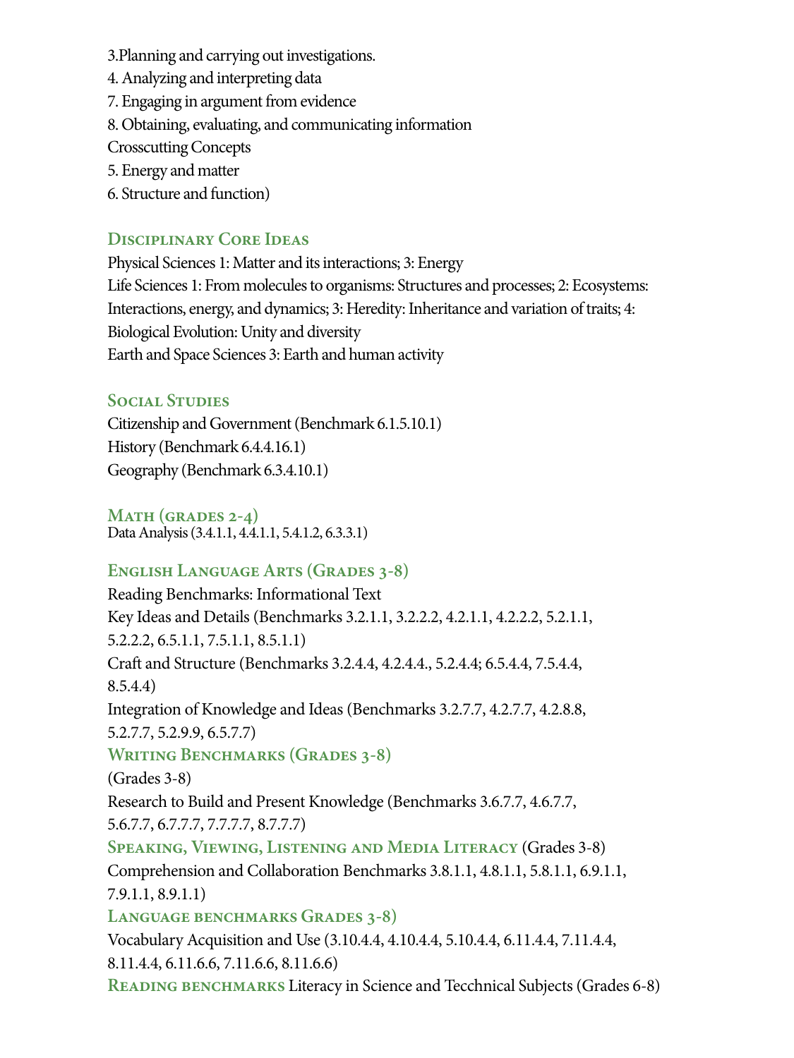3.Planning and carrying out investigations.
4. Analyzing and interpreting data
7. Engaging in argument from evidence
8. Obtaining, evaluating, and communicating information
Crosscutting Concepts
5. Energy and matter
6. Structure and function)

## Disciplinary Core Ideas

Physical Sciences 1: Matter and its interactions; 3: Energy
Life Sciences 1: From molecules to organisms: Structures and processes; 2: Ecosystems: Interactions, energy, and dynamics; 3: Heredity: Inheritance and variation of traits; 4: Biological Evolution: Unity and diversity
Earth and Space Sciences 3: Earth and human activity

## Social Studies

Citizenship and Government (Benchmark 6.1.5.10.1)
History (Benchmark 6.4.4.16.1)
Geography (Benchmark 6.3.4.10.1)

## Math (grades 2-4)

Data Analysis (3.4.1.1, 4.4.1.1, 5.4.1.2, 6.3.3.1)

## English Language Arts (Grades 3-8)

Reading Benchmarks: Informational Text
Key Ideas and Details (Benchmarks 3.2.1.1, 3.2.2.2, 4.2.1.1, 4.2.2.2, 5.2.1.1, 5.2.2.2, 6.5.1.1, 7.5.1.1, 8.5.1.1)
Craft and Structure (Benchmarks 3.2.4.4, 4.2.4.4., 5.2.4.4; 6.5.4.4, 7.5.4.4, 8.5.4.4)
Integration of Knowledge and Ideas (Benchmarks 3.2.7.7, 4.2.7.7, 4.2.8.8, 5.2.7.7, 5.2.9.9, 6.5.7.7)

## Writing Benchmarks (Grades 3-8)

(Grades 3-8)
Research to Build and Present Knowledge (Benchmarks 3.6.7.7, 4.6.7.7, 5.6.7.7, 6.7.7.7, 7.7.7.7, 8.7.7.7)

## Speaking, Viewing, Listening and Media Literacy (Grades 3-8)

Comprehension and Collaboration Benchmarks 3.8.1.1, 4.8.1.1, 5.8.1.1, 6.9.1.1, 7.9.1.1, 8.9.1.1)

## Language benchmarks Grades 3-8)

Vocabulary Acquisition and Use (3.10.4.4, 4.10.4.4, 5.10.4.4, 6.11.4.4, 7.11.4.4, 8.11.4.4, 6.11.6.6, 7.11.6.6, 8.11.6.6)

**Reading benchmarks** Literacy in Science and Tecchnical Subjects (Grades 6-8)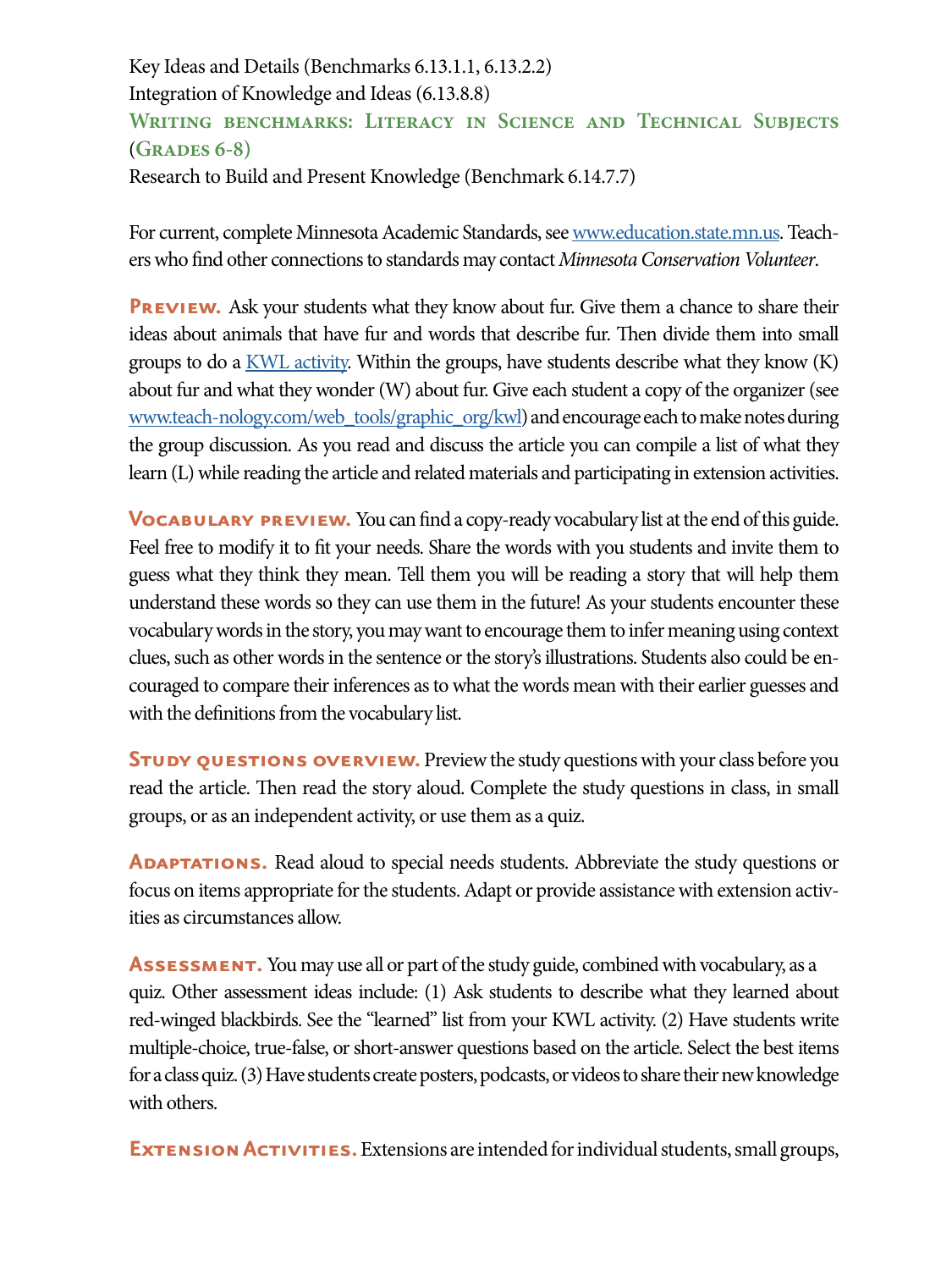Key Ideas and Details (Benchmarks 6.13.1.1, 6.13.2.2)
Integration of Knowledge and Ideas (6.13.8.8)

### Writing benchmarks: Literacy in Science and Technical Subjects (Grades 6-8)

Research to Build and Present Knowledge (Benchmark 6.14.7.7)

For current, complete Minnesota Academic Standards, see www.education.state.mn.us. Teachers who find other connections to standards may contact *Minnesota Conservation Volunteer*.

**Preview.** Ask your students what they know about fur. Give them a chance to share their ideas about animals that have fur and words that describe fur. Then divide them into small groups to do a KWL activity. Within the groups, have students describe what they know (K) about fur and what they wonder (W) about fur. Give each student a copy of the organizer (see www.teach-nology.com/web_tools/graphic_org/kwl) and encourage each to make notes during the group discussion. As you read and discuss the article you can compile a list of what they learn (L) while reading the article and related materials and participating in extension activities.

**Vocabulary preview.** You can find a copy-ready vocabulary list at the end of this guide. Feel free to modify it to fit your needs. Share the words with you students and invite them to guess what they think they mean. Tell them you will be reading a story that will help them understand these words so they can use them in the future! As your students encounter these vocabulary words in the story, you may want to encourage them to infer meaning using context clues, such as other words in the sentence or the story's illustrations. Students also could be encouraged to compare their inferences as to what the words mean with their earlier guesses and with the definitions from the vocabulary list.

**Study questions overview.** Preview the study questions with your class before you read the article. Then read the story aloud. Complete the study questions in class, in small groups, or as an independent activity, or use them as a quiz.

**Adaptations.** Read aloud to special needs students. Abbreviate the study questions or focus on items appropriate for the students. Adapt or provide assistance with extension activities as circumstances allow.

**Assessment.** You may use all or part of the study guide, combined with vocabulary, as a quiz. Other assessment ideas include: (1) Ask students to describe what they learned about red-winged blackbirds. See the "learned" list from your KWL activity. (2) Have students write multiple-choice, true-false, or short-answer questions based on the article. Select the best items for a class quiz. (3) Have students create posters, podcasts, or videos to share their new knowledge with others.

**Extension Activities.** Extensions are intended for individual students, small groups,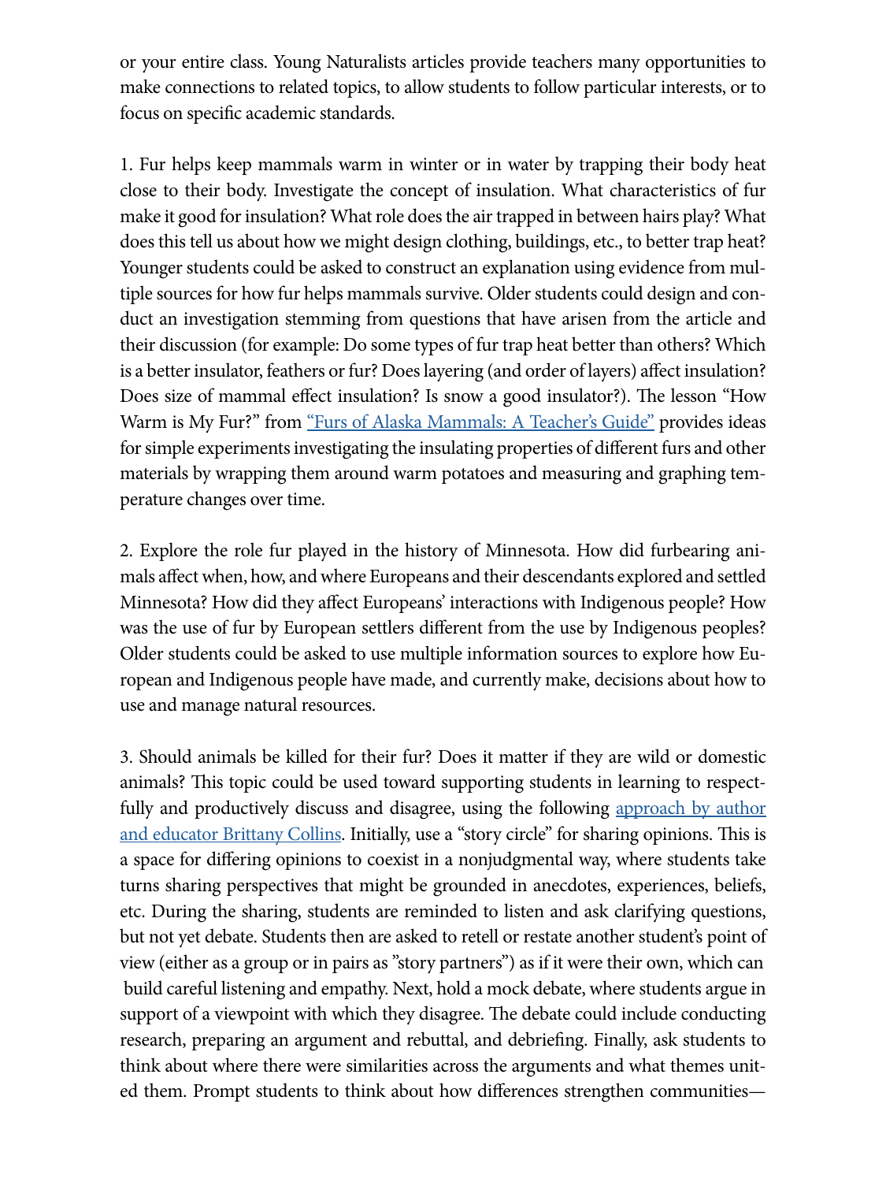or your entire class. Young Naturalists articles provide teachers many opportunities to make connections to related topics, to allow students to follow particular interests, or to focus on specific academic standards.

1. Fur helps keep mammals warm in winter or in water by trapping their body heat close to their body. Investigate the concept of insulation. What characteristics of fur make it good for insulation? What role does the air trapped in between hairs play? What does this tell us about how we might design clothing, buildings, etc., to better trap heat? Younger students could be asked to construct an explanation using evidence from multiple sources for how fur helps mammals survive. Older students could design and conduct an investigation stemming from questions that have arisen from the article and their discussion (for example: Do some types of fur trap heat better than others? Which is a better insulator, feathers or fur? Does layering (and order of layers) affect insulation? Does size of mammal effect insulation? Is snow a good insulator?). The lesson "How Warm is My Fur?" from "Furs of Alaska Mammals: A Teacher's Guide" provides ideas for simple experiments investigating the insulating properties of different furs and other materials by wrapping them around warm potatoes and measuring and graphing temperature changes over time.

2. Explore the role fur played in the history of Minnesota. How did furbearing animals affect when, how, and where Europeans and their descendants explored and settled Minnesota? How did they affect Europeans' interactions with Indigenous people? How was the use of fur by European settlers different from the use by Indigenous peoples? Older students could be asked to use multiple information sources to explore how European and Indigenous people have made, and currently make, decisions about how to use and manage natural resources.

3. Should animals be killed for their fur? Does it matter if they are wild or domestic animals? This topic could be used toward supporting students in learning to respectfully and productively discuss and disagree, using the following approach by author and educator Brittany Collins. Initially, use a "story circle" for sharing opinions. This is a space for differing opinions to coexist in a nonjudgmental way, where students take turns sharing perspectives that might be grounded in anecdotes, experiences, beliefs, etc. During the sharing, students are reminded to listen and ask clarifying questions, but not yet debate. Students then are asked to retell or restate another student's point of view (either as a group or in pairs as "story partners") as if it were their own, which can build careful listening and empathy. Next, hold a mock debate, where students argue in support of a viewpoint with which they disagree. The debate could include conducting research, preparing an argument and rebuttal, and debriefing. Finally, ask students to think about where there were similarities across the arguments and what themes united them. Prompt students to think about how differences strengthen communities—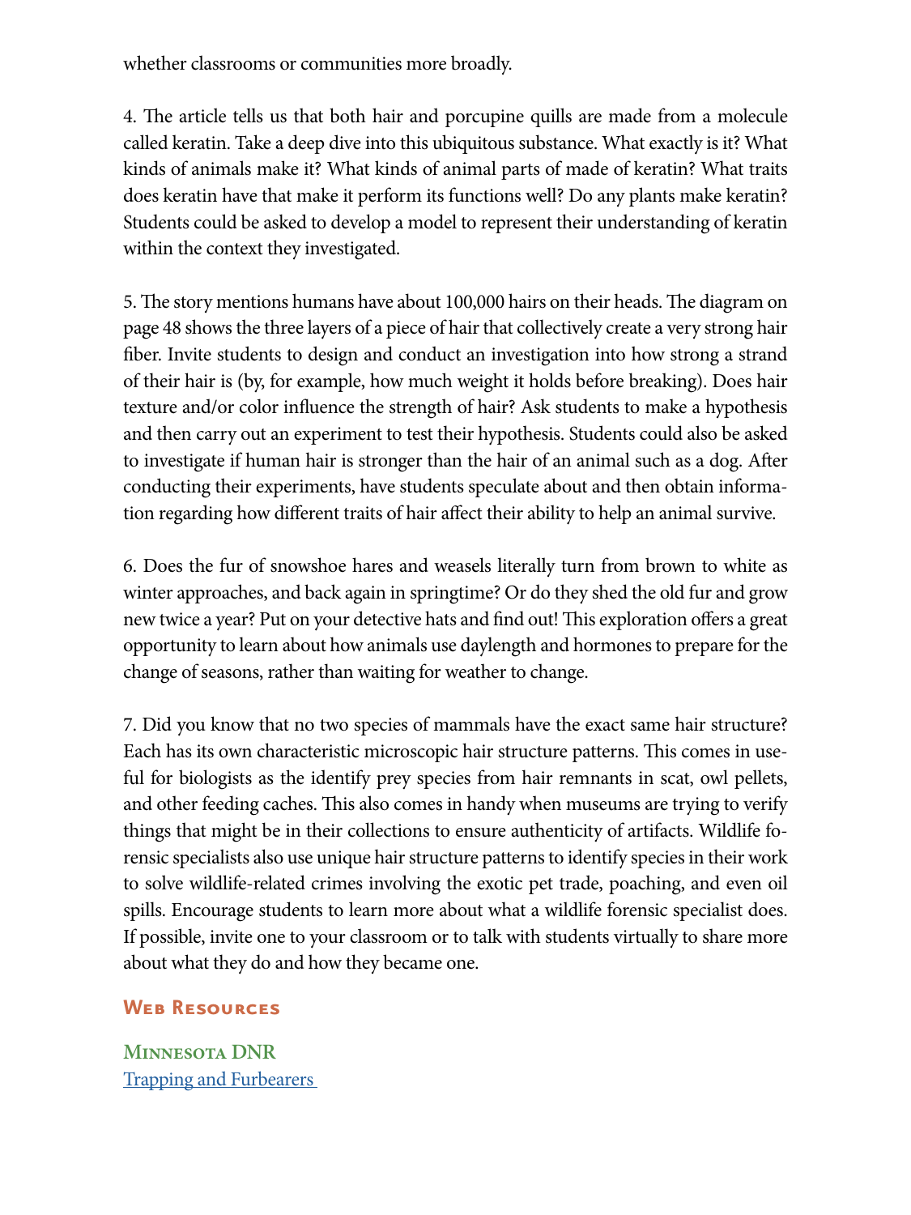whether classrooms or communities more broadly.

4. The article tells us that both hair and porcupine quills are made from a molecule called keratin. Take a deep dive into this ubiquitous substance. What exactly is it? What kinds of animals make it? What kinds of animal parts of made of keratin? What traits does keratin have that make it perform its functions well? Do any plants make keratin? Students could be asked to develop a model to represent their understanding of keratin within the context they investigated.

5. The story mentions humans have about 100,000 hairs on their heads. The diagram on page 48 shows the three layers of a piece of hair that collectively create a very strong hair fiber. Invite students to design and conduct an investigation into how strong a strand of their hair is (by, for example, how much weight it holds before breaking). Does hair texture and/or color influence the strength of hair? Ask students to make a hypothesis and then carry out an experiment to test their hypothesis. Students could also be asked to investigate if human hair is stronger than the hair of an animal such as a dog. After conducting their experiments, have students speculate about and then obtain information regarding how different traits of hair affect their ability to help an animal survive.

6. Does the fur of snowshoe hares and weasels literally turn from brown to white as winter approaches, and back again in springtime? Or do they shed the old fur and grow new twice a year? Put on your detective hats and find out! This exploration offers a great opportunity to learn about how animals use daylength and hormones to prepare for the change of seasons, rather than waiting for weather to change.

7. Did you know that no two species of mammals have the exact same hair structure? Each has its own characteristic microscopic hair structure patterns. This comes in useful for biologists as the identify prey species from hair remnants in scat, owl pellets, and other feeding caches. This also comes in handy when museums are trying to verify things that might be in their collections to ensure authenticity of artifacts. Wildlife forensic specialists also use unique hair structure patterns to identify species in their work to solve wildlife-related crimes involving the exotic pet trade, poaching, and even oil spills. Encourage students to learn more about what a wildlife forensic specialist does. If possible, invite one to your classroom or to talk with students virtually to share more about what they do and how they became one.

## Web Resources

### Minnesota DNR

[Trapping and Furbearers](#)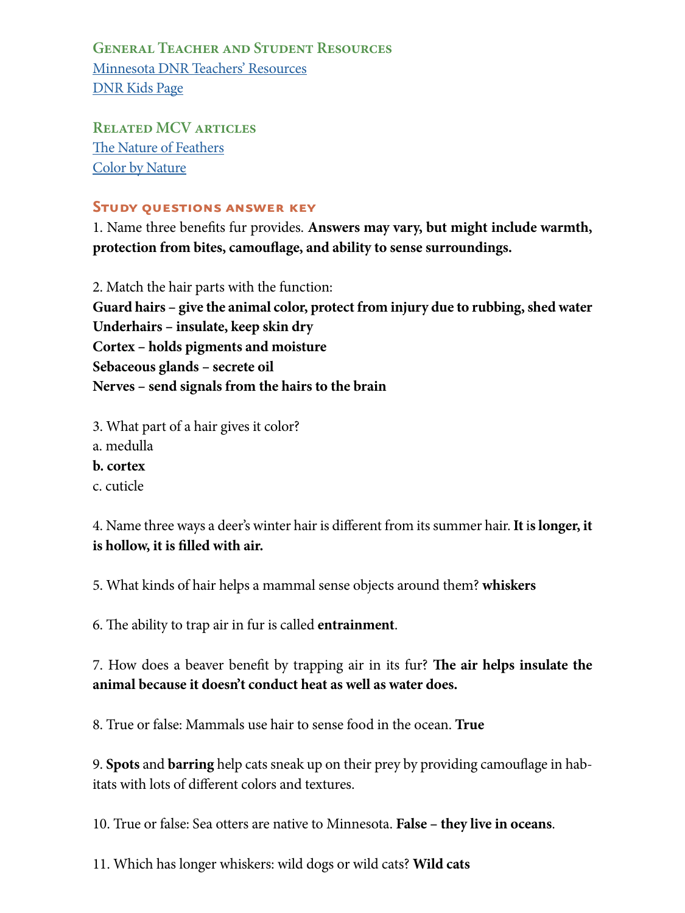## General Teacher and Student Resources

Minnesota DNR Teachers' Resources
DNR Kids Page

## Related MCV articles

The Nature of Feathers
Color by Nature

## Study questions answer key

1. Name three benefits fur provides. **Answers may vary, but might include warmth, protection from bites, camouflage, and ability to sense surroundings.**

2. Match the hair parts with the function:
**Guard hairs – give the animal color, protect from injury due to rubbing, shed water**
**Underhairs – insulate, keep skin dry**
**Cortex – holds pigments and moisture**
**Sebaceous glands – secrete oil**
**Nerves – send signals from the hairs to the brain**

3. What part of a hair gives it color?
a. medulla
**b. cortex**
c. cuticle

4. Name three ways a deer's winter hair is different from its summer hair. **It is longer, it is hollow, it is filled with air.**

5. What kinds of hair helps a mammal sense objects around them? **whiskers**

6. The ability to trap air in fur is called **entrainment**.

7. How does a beaver benefit by trapping air in its fur? **The air helps insulate the animal because it doesn't conduct heat as well as water does.**

8. True or false: Mammals use hair to sense food in the ocean. **True**

9. **Spots** and **barring** help cats sneak up on their prey by providing camouflage in habitats with lots of different colors and textures.

10. True or false: Sea otters are native to Minnesota. **False – they live in oceans**.

11. Which has longer whiskers: wild dogs or wild cats? **Wild cats**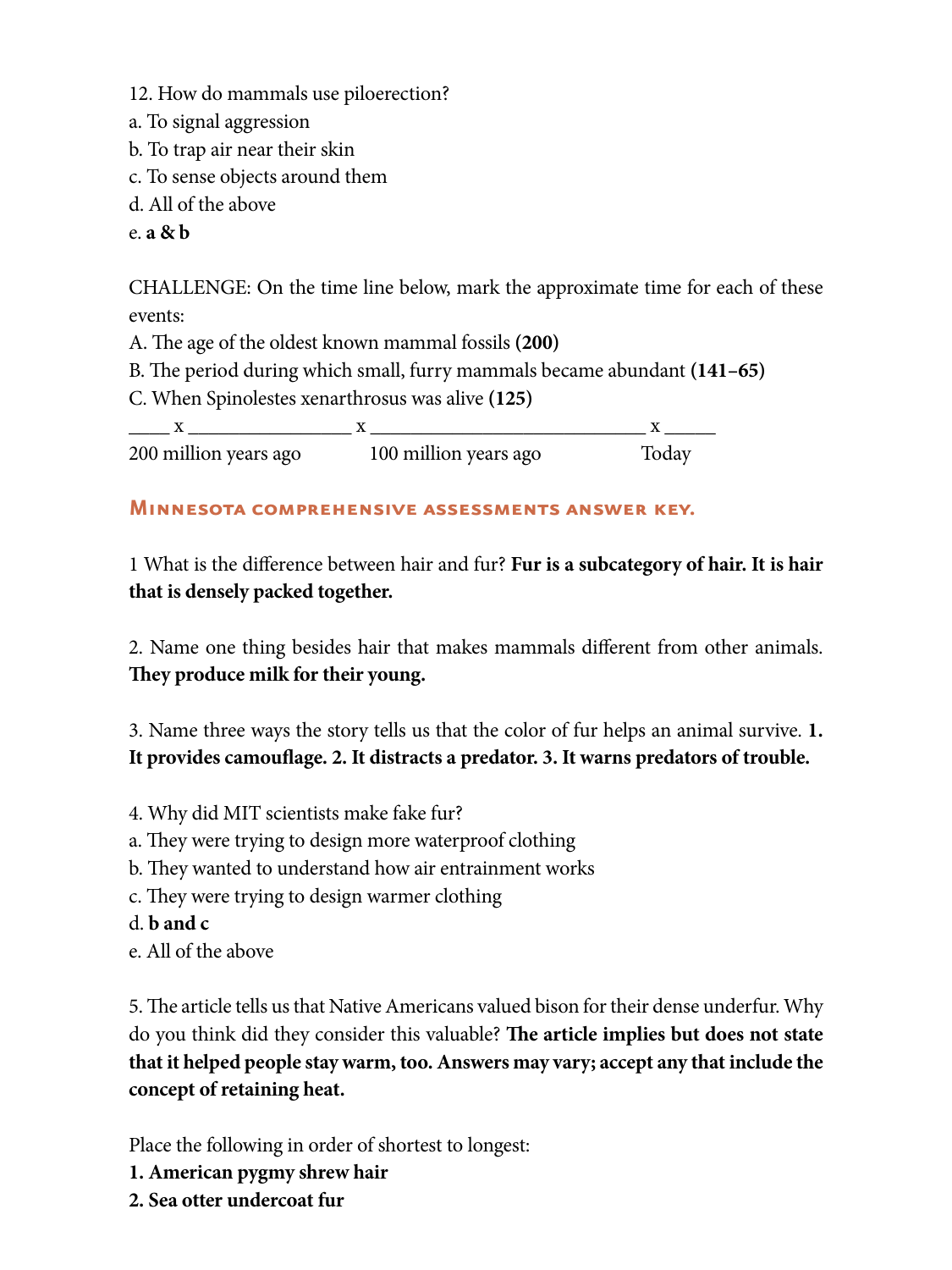12. How do mammals use piloerection?

a. To signal aggression

b. To trap air near their skin

c. To sense objects around them

d. All of the above

e. **a & b**

CHALLENGE: On the time line below, mark the approximate time for each of these events:

A. The age of the oldest known mammal fossils **(200)**

B. The period during which small, furry mammals became abundant **(141–65)**

C. When Spinolestes xenarthrosus was alive **(125)**

____ x ________________ x ____________________________ x _____

200 million years ago          100 million years ago                    Today

## Minnesota comprehensive assessments answer key.

1 What is the difference between hair and fur? **Fur is a subcategory of hair. It is hair that is densely packed together.**

2. Name one thing besides hair that makes mammals different from other animals. **They produce milk for their young.**

3. Name three ways the story tells us that the color of fur helps an animal survive. **1. It provides camouflage. 2. It distracts a predator. 3. It warns predators of trouble.**

4. Why did MIT scientists make fake fur?

a. They were trying to design more waterproof clothing

b. They wanted to understand how air entrainment works

c. They were trying to design warmer clothing

d. **b and c**

e. All of the above

5. The article tells us that Native Americans valued bison for their dense underfur. Why do you think did they consider this valuable? **The article implies but does not state that it helped people stay warm, too. Answers may vary; accept any that include the concept of retaining heat.**

Place the following in order of shortest to longest:

**1. American pygmy shrew hair**

**2. Sea otter undercoat fur**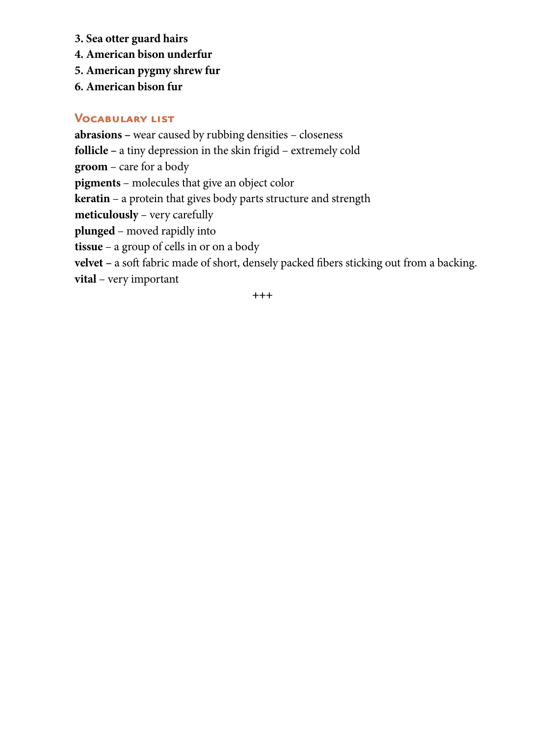**3. Sea otter guard hairs**  
**4. American bison underfur**  
**5. American pygmy shrew fur**  
**6. American bison fur**

## Vocabulary list

**abrasions –** wear caused by rubbing **densities** – closeness  
**follicle –** a tiny depression in the skin **frigid** – extremely cold  
**groom** – care for a body  
**pigments** – molecules that give an object color  
**keratin** – a protein that gives body parts structure and strength  
**meticulously** – very carefully  
**plunged** – moved rapidly into  
**tissue** – a group of cells in or on a body  
**velvet –** a soft fabric made of short, densely packed fibers sticking out from a backing.  
**vital** – very important

+++